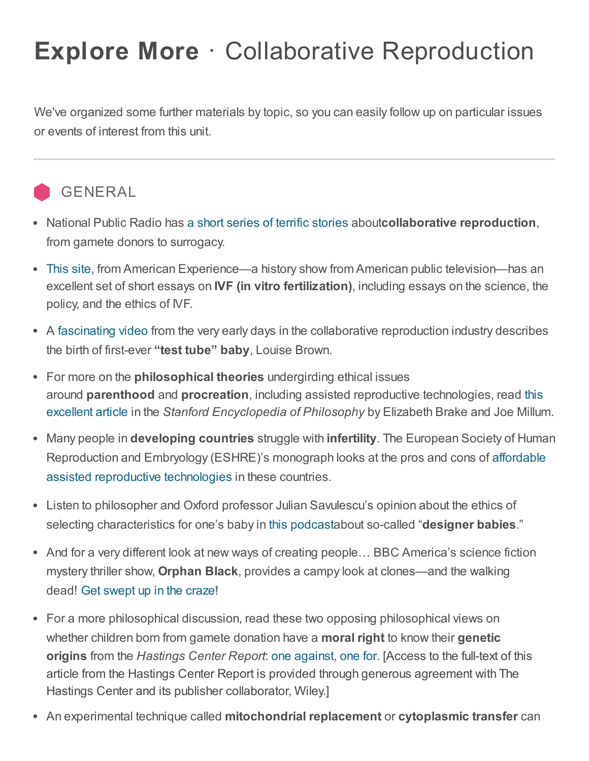# **Explore More** · Collaborative Reproduction

We've organized some further materials by topic, so you can easily follow up on particular issues or events of interest from this unit.

---

## GENERAL

- National Public Radio has a short series of terrific stories about**collaborative reproduction**, from gamete donors to surrogacy.
- This site, from American Experience—a history show from American public television—has an excellent set of short essays on **IVF (in vitro fertilization)**, including essays on the science, the policy, and the ethics of IVF.
- A fascinating video from the very early days in the collaborative reproduction industry describes the birth of first-ever **"test tube" baby**, Louise Brown.
- For more on the **philosophical theories** undergirding ethical issues around **parenthood** and **procreation**, including assisted reproductive technologies, read this excellent article in the *Stanford Encyclopedia of Philosophy* by Elizabeth Brake and Joe Millum.
- Many people in **developing countries** struggle with **infertility**. The European Society of Human Reproduction and Embryology (ESHRE)'s monograph looks at the pros and cons of affordable assisted reproductive technologies in these countries.
- Listen to philosopher and Oxford professor Julian Savulescu's opinion about the ethics of selecting characteristics for one's baby in this podcastabout so-called "**designer babies**."
- And for a very different look at new ways of creating people… BBC America's science fiction mystery thriller show, **Orphan Black**, provides a campy look at clones—and the walking dead! Get swept up in the craze!
- For a more philosophical discussion, read these two opposing philosophical views on whether children born from gamete donation have a **moral right** to know their **genetic origins** from the *Hastings Center Report*: one against, one for. [Access to the full-text of this article from the Hastings Center Report is provided through generous agreement with The Hastings Center and its publisher collaborator, Wiley.]
- An experimental technique called **mitochondrial replacement** or **cytoplasmic transfer** can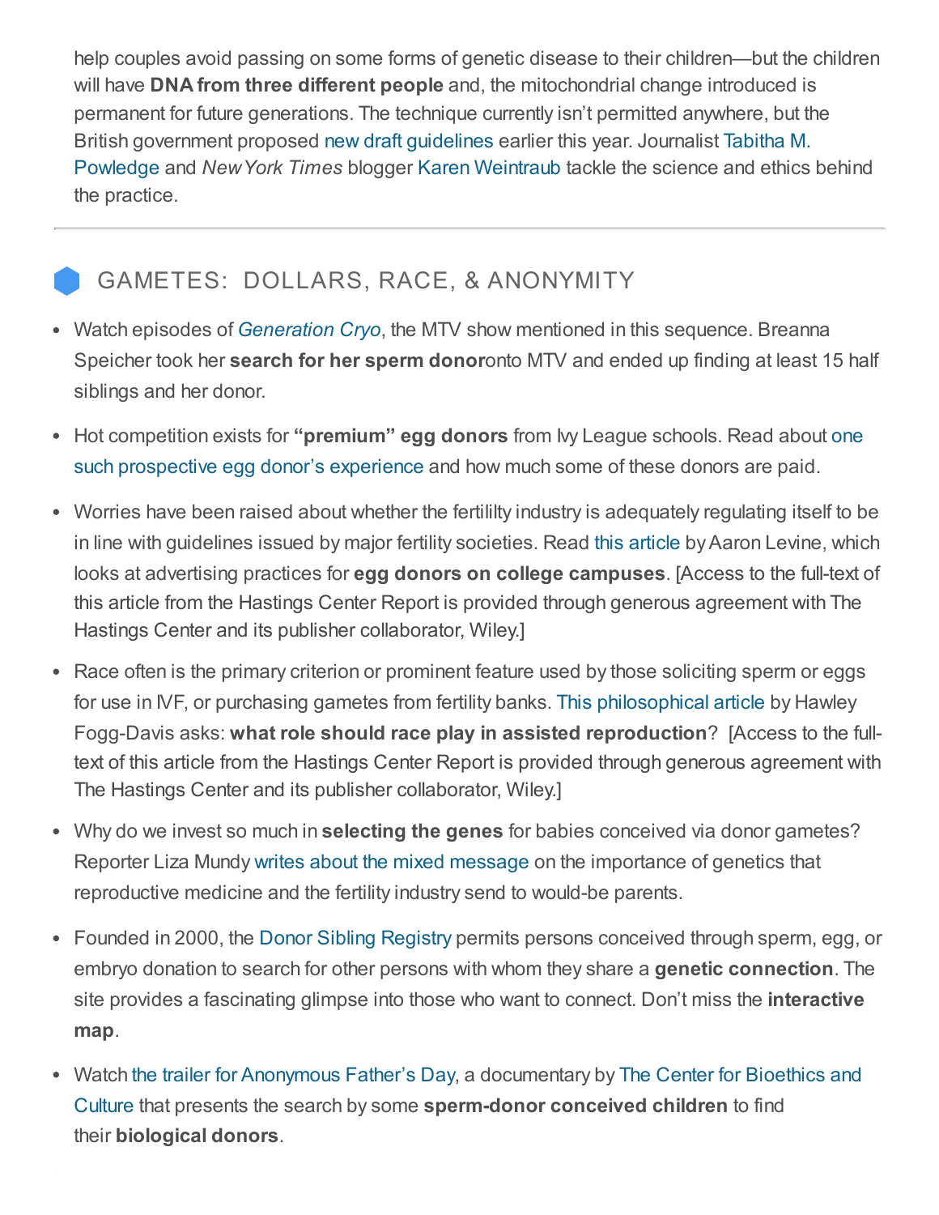help couples avoid passing on some forms of genetic disease to their children—but the children will have **DNA from three different people** and, the mitochondrial change introduced is permanent for future generations. The technique currently isn't permitted anywhere, but the British government proposed new draft guidelines earlier this year. Journalist Tabitha M. Powledge and *New York Times* blogger Karen Weintraub tackle the science and ethics behind the practice.

---

## GAMETES: DOLLARS, RACE, & ANONYMITY

- Watch episodes of *Generation Cryo*, the MTV show mentioned in this sequence. Breanna Speicher took her **search for her sperm donor**onto MTV and ended up finding at least 15 half siblings and her donor.

- Hot competition exists for **"premium" egg donors** from Ivy League schools. Read about one such prospective egg donor's experience and how much some of these donors are paid.

- Worries have been raised about whether the fertililty industry is adequately regulating itself to be in line with guidelines issued by major fertility societies. Read this article by Aaron Levine, which looks at advertising practices for **egg donors on college campuses**. [Access to the full-text of this article from the Hastings Center Report is provided through generous agreement with The Hastings Center and its publisher collaborator, Wiley.]

- Race often is the primary criterion or prominent feature used by those soliciting sperm or eggs for use in IVF, or purchasing gametes from fertility banks. This philosophical article by Hawley Fogg-Davis asks: **what role should race play in assisted reproduction**? [Access to the full-text of this article from the Hastings Center Report is provided through generous agreement with The Hastings Center and its publisher collaborator, Wiley.]

- Why do we invest so much in **selecting the genes** for babies conceived via donor gametes? Reporter Liza Mundy writes about the mixed message on the importance of genetics that reproductive medicine and the fertility industry send to would-be parents.

- Founded in 2000, the Donor Sibling Registry permits persons conceived through sperm, egg, or embryo donation to search for other persons with whom they share a **genetic connection**. The site provides a fascinating glimpse into those who want to connect. Don't miss the **interactive map**.

- Watch the trailer for Anonymous Father's Day, a documentary by The Center for Bioethics and Culture that presents the search by some **sperm-donor conceived children** to find their **biological donors**.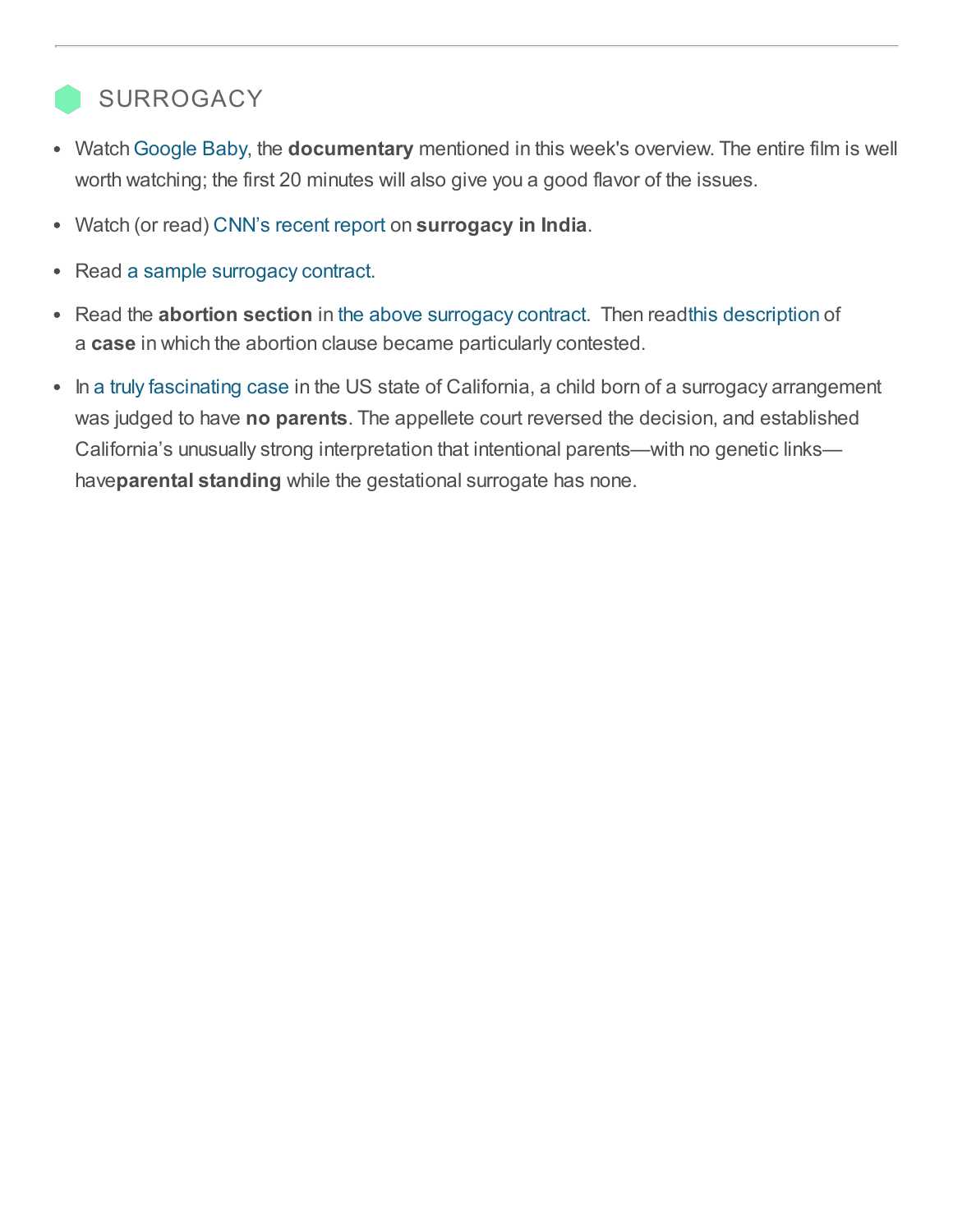## SURROGACY

- Watch Google Baby, the **documentary** mentioned in this week's overview. The entire film is well worth watching; the first 20 minutes will also give you a good flavor of the issues.
- Watch (or read) CNN's recent report on **surrogacy in India**.
- Read a sample surrogacy contract.
- Read the **abortion section** in the above surrogacy contract. Then readthis description of a **case** in which the abortion clause became particularly contested.
- In a truly fascinating case in the US state of California, a child born of a surrogacy arrangement was judged to have **no parents**. The appellete court reversed the decision, and established California's unusually strong interpretation that intentional parents—with no genetic links—have**parental standing** while the gestational surrogate has none.